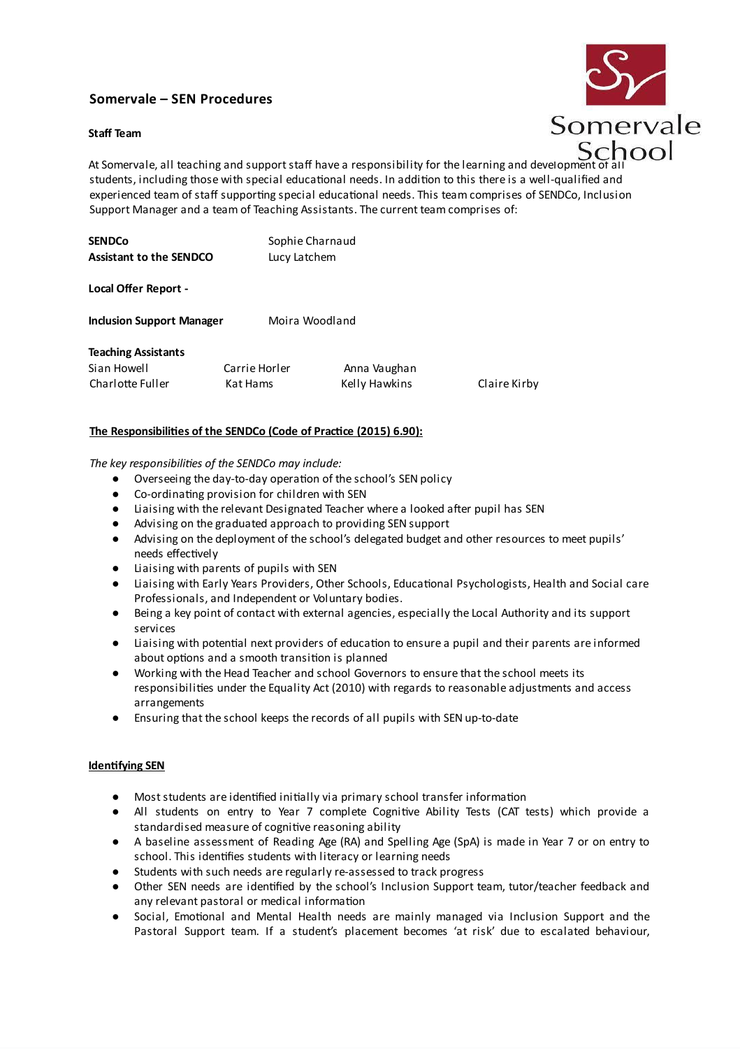## Somervale – SEN Procedures

**Staff Team**

At Somervale, all teaching and support staff have a responsibility for the learning and development of all students, including those with special educational needs. In addition to this there is a well-qualified and experienced team of staff supporting special educational needs. This team comprises of SENDCo, Inclusion Support Manager and a team of Teaching Assistants. The current team comprises of:

**SENDCo** Sophie Charnaud
**Assistant to the SENDCO** Lucy Latchem

**Local Offer Report -**

**Inclusion Support Manager** Moira Woodland

**Teaching Assistants**

| | | | |
|---|---|---|---|
| Sian Howell | Carrie Horler | Anna Vaughan | |
| Charlotte Fuller | Kat Hams | Kelly Hawkins | Claire Kirby |

**The Responsibilities of the SENDCo (Code of Practice (2015) 6.90):**

*The key responsibilities of the SENDCo may include:*

- Overseeing the day-to-day operation of the school's SEN policy
- Co-ordinating provision for children with SEN
- Liaising with the relevant Designated Teacher where a looked after pupil has SEN
- Advising on the graduated approach to providing SEN support
- Advising on the deployment of the school's delegated budget and other resources to meet pupils' needs effectively
- Liaising with parents of pupils with SEN
- Liaising with Early Years Providers, Other Schools, Educational Psychologists, Health and Social care Professionals, and Independent or Voluntary bodies.
- Being a key point of contact with external agencies, especially the Local Authority and its support services
- Liaising with potential next providers of education to ensure a pupil and their parents are informed about options and a smooth transition is planned
- Working with the Head Teacher and school Governors to ensure that the school meets its responsibilities under the Equality Act (2010) with regards to reasonable adjustments and access arrangements
- Ensuring that the school keeps the records of all pupils with SEN up-to-date

**Identifying SEN**

- Most students are identified initially via primary school transfer information
- All students on entry to Year 7 complete Cognitive Ability Tests (CAT tests) which provide a standardised measure of cognitive reasoning ability
- A baseline assessment of Reading Age (RA) and Spelling Age (SpA) is made in Year 7 or on entry to school. This identifies students with literacy or learning needs
- Students with such needs are regularly re-assessed to track progress
- Other SEN needs are identified by the school's Inclusion Support team, tutor/teacher feedback and any relevant pastoral or medical information
- Social, Emotional and Mental Health needs are mainly managed via Inclusion Support and the Pastoral Support team. If a student's placement becomes 'at risk' due to escalated behaviour,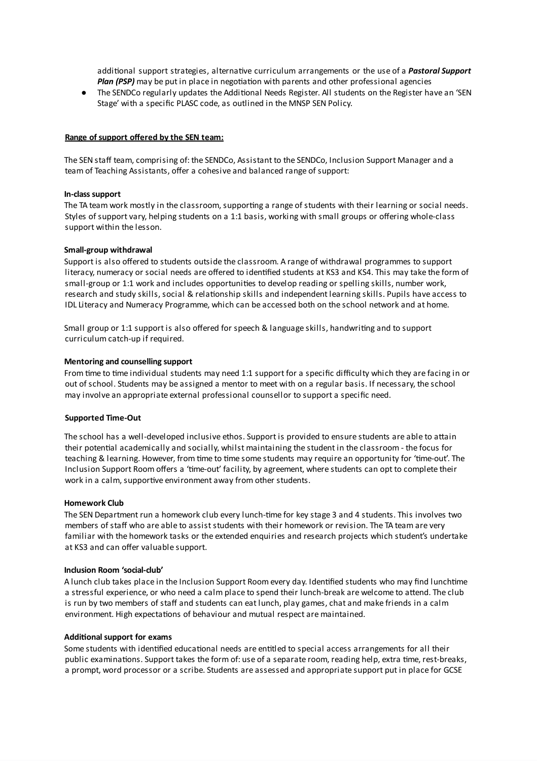additional support strategies, alternative curriculum arrangements or the use of a ***Pastoral Support Plan (PSP)*** may be put in place in negotiation with parents and other professional agencies

- The SENDCo regularly updates the Additional Needs Register. All students on the Register have an 'SEN Stage' with a specific PLASC code, as outlined in the MNSP SEN Policy.

## Range of support offered by the SEN team:

The SEN staff team, comprising of: the SENDCo, Assistant to the SENDCo, Inclusion Support Manager and a team of Teaching Assistants, offer a cohesive and balanced range of support:

### In-class support

The TA team work mostly in the classroom, supporting a range of students with their learning or social needs. Styles of support vary, helping students on a 1:1 basis, working with small groups or offering whole-class support within the lesson.

### Small-group withdrawal

Support is also offered to students outside the classroom. A range of withdrawal programmes to support literacy, numeracy or social needs are offered to identified students at KS3 and KS4. This may take the form of small-group or 1:1 work and includes opportunities to develop reading or spelling skills, number work, research and study skills, social & relationship skills and independent learning skills. Pupils have access to IDL Literacy and Numeracy Programme, which can be accessed both on the school network and at home.

Small group or 1:1 support is also offered for speech & language skills, handwriting and to support curriculum catch-up if required.

### Mentoring and counselling support

From time to time individual students may need 1:1 support for a specific difficulty which they are facing in or out of school. Students may be assigned a mentor to meet with on a regular basis. If necessary, the school may involve an appropriate external professional counsellor to support a specific need.

### Supported Time-Out

The school has a well-developed inclusive ethos. Support is provided to ensure students are able to attain their potential academically and socially, whilst maintaining the student in the classroom - the focus for teaching & learning. However, from time to time some students may require an opportunity for 'time-out'. The Inclusion Support Room offers a 'time-out' facility, by agreement, where students can opt to complete their work in a calm, supportive environment away from other students.

### Homework Club

The SEN Department run a homework club every lunch-time for key stage 3 and 4 students. This involves two members of staff who are able to assist students with their homework or revision. The TA team are very familiar with the homework tasks or the extended enquiries and research projects which student's undertake at KS3 and can offer valuable support.

### Inclusion Room 'social-club'

A lunch club takes place in the Inclusion Support Room every day. Identified students who may find lunchtime a stressful experience, or who need a calm place to spend their lunch-break are welcome to attend. The club is run by two members of staff and students can eat lunch, play games, chat and make friends in a calm environment. High expectations of behaviour and mutual respect are maintained.

### Additional support for exams

Some students with identified educational needs are entitled to special access arrangements for all their public examinations. Support takes the form of: use of a separate room, reading help, extra time, rest-breaks, a prompt, word processor or a scribe. Students are assessed and appropriate support put in place for GCSE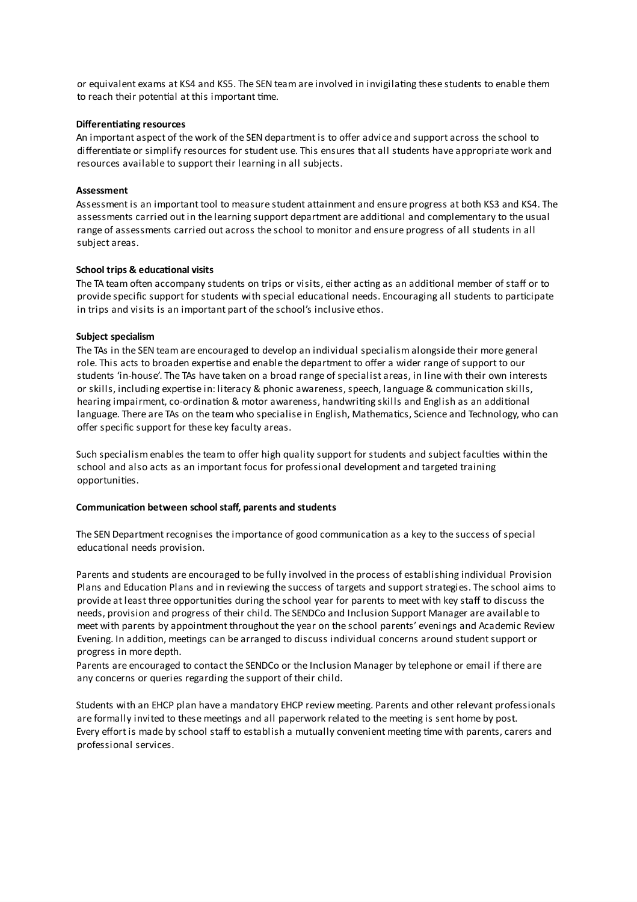or equivalent exams at KS4 and KS5. The SEN team are involved in invigilating these students to enable them to reach their potential at this important time.

**Differentiating resources**

An important aspect of the work of the SEN department is to offer advice and support across the school to differentiate or simplify resources for student use. This ensures that all students have appropriate work and resources available to support their learning in all subjects.

**Assessment**

Assessment is an important tool to measure student attainment and ensure progress at both KS3 and KS4. The assessments carried out in the learning support department are additional and complementary to the usual range of assessments carried out across the school to monitor and ensure progress of all students in all subject areas.

**School trips & educational visits**

The TA team often accompany students on trips or visits, either acting as an additional member of staff or to provide specific support for students with special educational needs. Encouraging all students to participate in trips and visits is an important part of the school's inclusive ethos.

**Subject specialism**

The TAs in the SEN team are encouraged to develop an individual specialism alongside their more general role. This acts to broaden expertise and enable the department to offer a wider range of support to our students 'in-house'. The TAs have taken on a broad range of specialist areas, in line with their own interests or skills, including expertise in: literacy & phonic awareness, speech, language & communication skills, hearing impairment, co-ordination & motor awareness, handwriting skills and English as an additional language. There are TAs on the team who specialise in English, Mathematics, Science and Technology, who can offer specific support for these key faculty areas.

Such specialism enables the team to offer high quality support for students and subject faculties within the school and also acts as an important focus for professional development and targeted training opportunities.

**Communication between school staff, parents and students**

The SEN Department recognises the importance of good communication as a key to the success of special educational needs provision.

Parents and students are encouraged to be fully involved in the process of establishing individual Provision Plans and Education Plans and in reviewing the success of targets and support strategies. The school aims to provide at least three opportunities during the school year for parents to meet with key staff to discuss the needs, provision and progress of their child. The SENDCo and Inclusion Support Manager are available to meet with parents by appointment throughout the year on the school parents' evenings and Academic Review Evening. In addition, meetings can be arranged to discuss individual concerns around student support or progress in more depth.
Parents are encouraged to contact the SENDCo or the Inclusion Manager by telephone or email if there are any concerns or queries regarding the support of their child.

Students with an EHCP plan have a mandatory EHCP review meeting. Parents and other relevant professionals are formally invited to these meetings and all paperwork related to the meeting is sent home by post.
Every effort is made by school staff to establish a mutually convenient meeting time with parents, carers and professional services.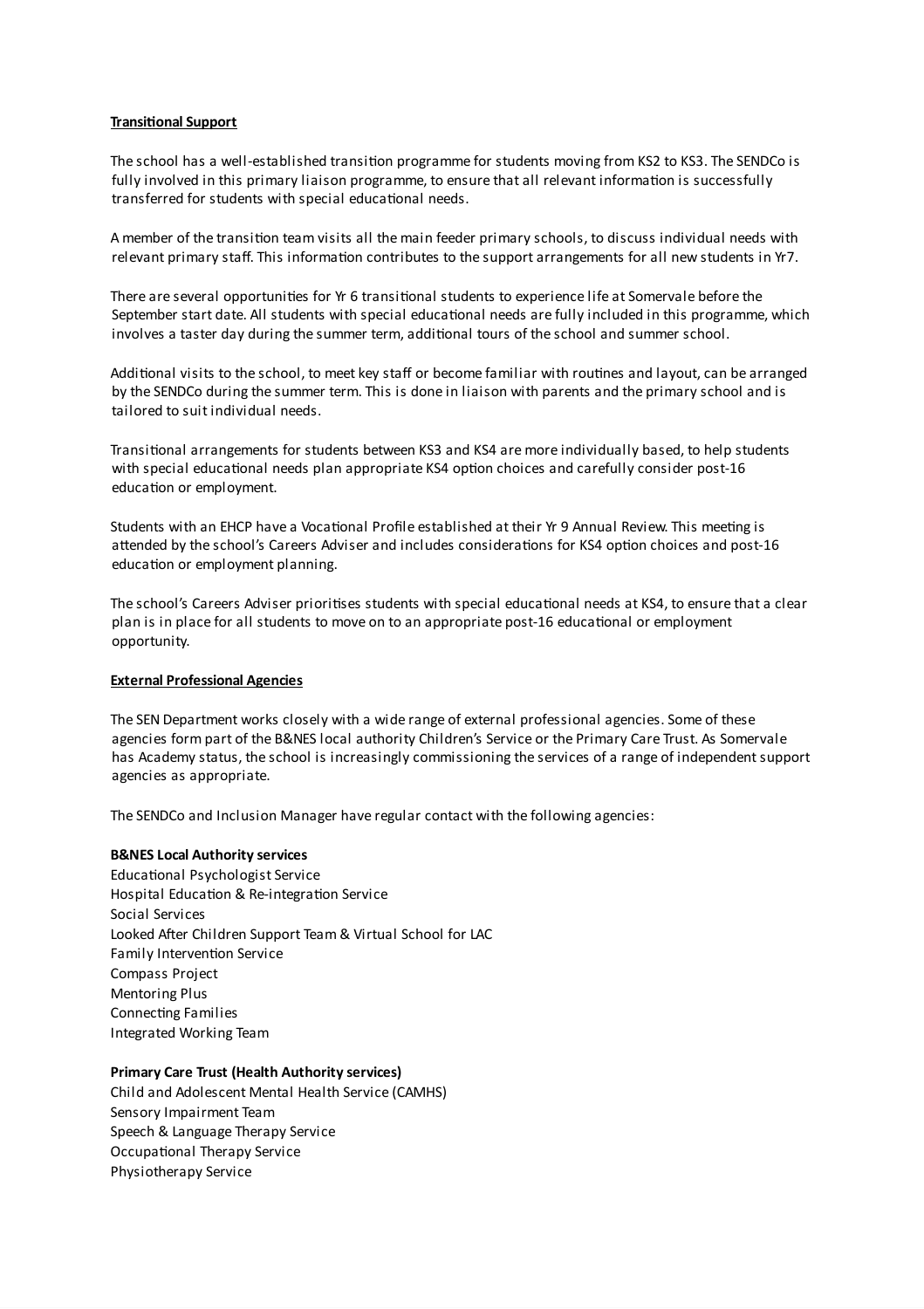**Transitional Support**

The school has a well-established transition programme for students moving from KS2 to KS3. The SENDCo is fully involved in this primary liaison programme, to ensure that all relevant information is successfully transferred for students with special educational needs.

A member of the transition team visits all the main feeder primary schools, to discuss individual needs with relevant primary staff. This information contributes to the support arrangements for all new students in Yr7.

There are several opportunities for Yr 6 transitional students to experience life at Somervale before the September start date. All students with special educational needs are fully included in this programme, which involves a taster day during the summer term, additional tours of the school and summer school.

Additional visits to the school, to meet key staff or become familiar with routines and layout, can be arranged by the SENDCo during the summer term. This is done in liaison with parents and the primary school and is tailored to suit individual needs.

Transitional arrangements for students between KS3 and KS4 are more individually based, to help students with special educational needs plan appropriate KS4 option choices and carefully consider post-16 education or employment.

Students with an EHCP have a Vocational Profile established at their Yr 9 Annual Review. This meeting is attended by the school's Careers Adviser and includes considerations for KS4 option choices and post-16 education or employment planning.

The school's Careers Adviser prioritises students with special educational needs at KS4, to ensure that a clear plan is in place for all students to move on to an appropriate post-16 educational or employment opportunity.

**External Professional Agencies**

The SEN Department works closely with a wide range of external professional agencies. Some of these agencies form part of the B&NES local authority Children's Service or the Primary Care Trust. As Somervale has Academy status, the school is increasingly commissioning the services of a range of independent support agencies as appropriate.

The SENDCo and Inclusion Manager have regular contact with the following agencies:

**B&NES Local Authority services**

Educational Psychologist Service
Hospital Education & Re-integration Service
Social Services
Looked After Children Support Team & Virtual School for LAC
Family Intervention Service
Compass Project
Mentoring Plus
Connecting Families
Integrated Working Team

**Primary Care Trust (Health Authority services)**

Child and Adolescent Mental Health Service (CAMHS)
Sensory Impairment Team
Speech & Language Therapy Service
Occupational Therapy Service
Physiotherapy Service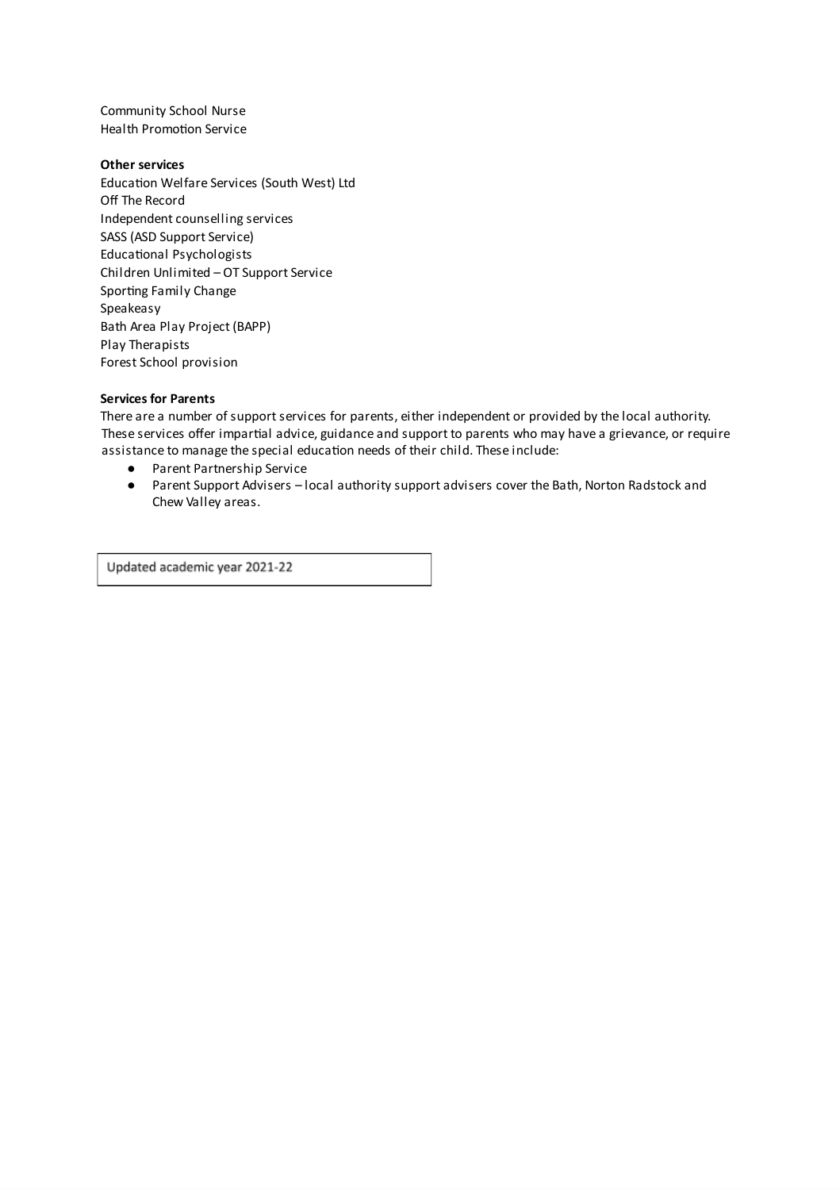Community School Nurse
Health Promotion Service

**Other services**

Education Welfare Services (South West) Ltd
Off The Record
Independent counselling services
SASS (ASD Support Service)
Educational Psychologists
Children Unlimited – OT Support Service
Sporting Family Change
Speakeasy
Bath Area Play Project (BAPP)
Play Therapists
Forest School provision

**Services for Parents**

There are a number of support services for parents, either independent or provided by the local authority. These services offer impartial advice, guidance and support to parents who may have a grievance, or require assistance to manage the special education needs of their child. These include:

- Parent Partnership Service
- Parent Support Advisers – local authority support advisers cover the Bath, Norton Radstock and Chew Valley areas.

Updated academic year 2021-22